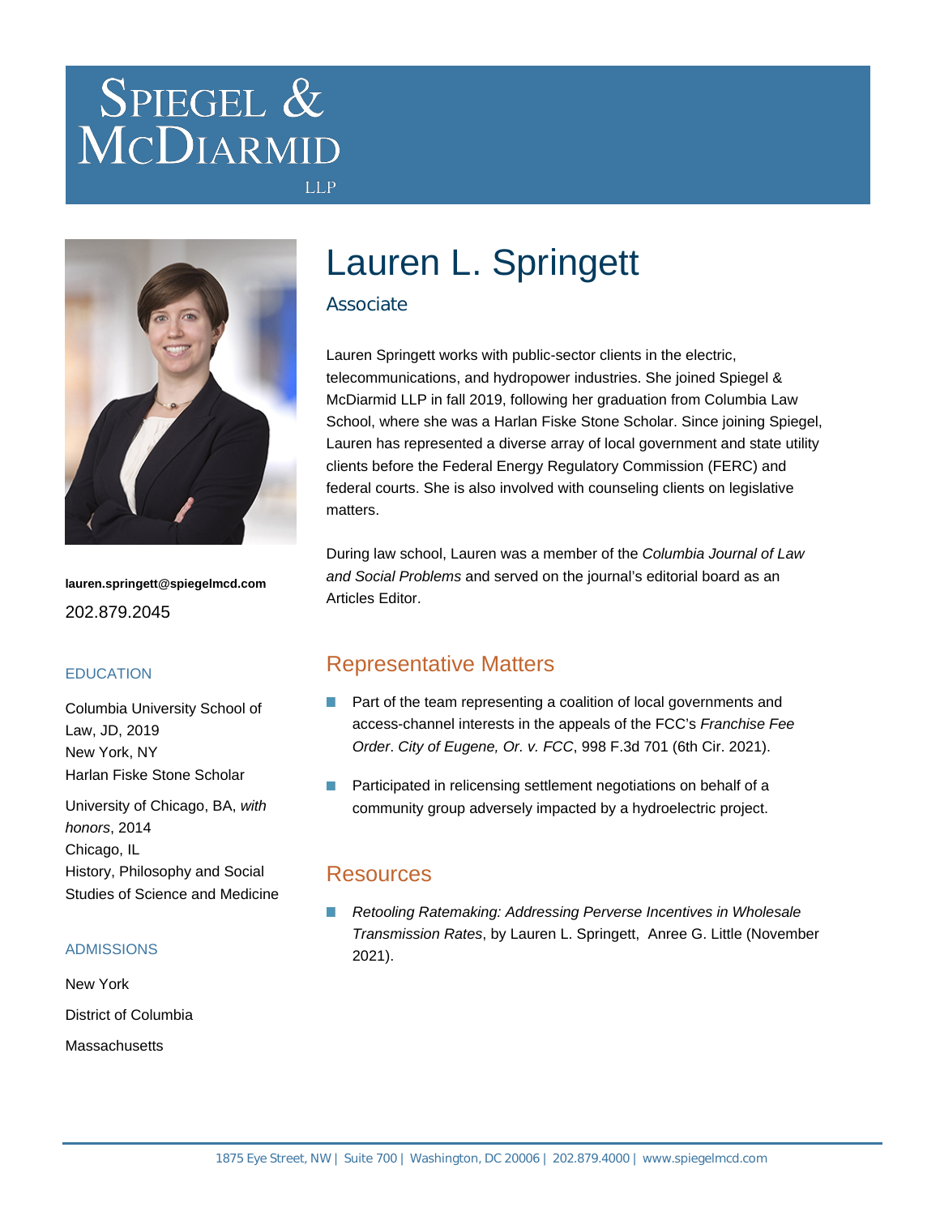Spiegel & McDiarmid LLP

# Lauren L. Springett

Associate

Lauren Springett works with public-sector clients in the electric, telecommunications, and hydropower industries. She joined Spiegel & McDiarmid LLP in fall 2019, following her graduation from Columbia Law School, where she was a Harlan Fiske Stone Scholar. Since joining Spiegel, Lauren has represented a diverse array of local government and state utility clients before the Federal Energy Regulatory Commission (FERC) and federal courts. She is also involved with counseling clients on legislative matters.

During law school, Lauren was a member of the *Columbia Journal of Law and Social Problems* and served on the journal's editorial board as an Articles Editor.

**lauren.springett@spiegelmcd.com**

202.879.2045

### EDUCATION

Columbia University School of Law, JD, 2019
New York, NY
Harlan Fiske Stone Scholar

University of Chicago, BA, *with honors*, 2014
Chicago, IL
History, Philosophy and Social Studies of Science and Medicine

### ADMISSIONS

New York

District of Columbia

Massachusetts

## Representative Matters

- Part of the team representing a coalition of local governments and access-channel interests in the appeals of the FCC's *Franchise Fee Order*. *City of Eugene, Or. v. FCC*, 998 F.3d 701 (6th Cir. 2021).
- Participated in relicensing settlement negotiations on behalf of a community group adversely impacted by a hydroelectric project.

## Resources

- *Retooling Ratemaking: Addressing Perverse Incentives in Wholesale Transmission Rates*, by Lauren L. Springett, Anree G. Little (November 2021).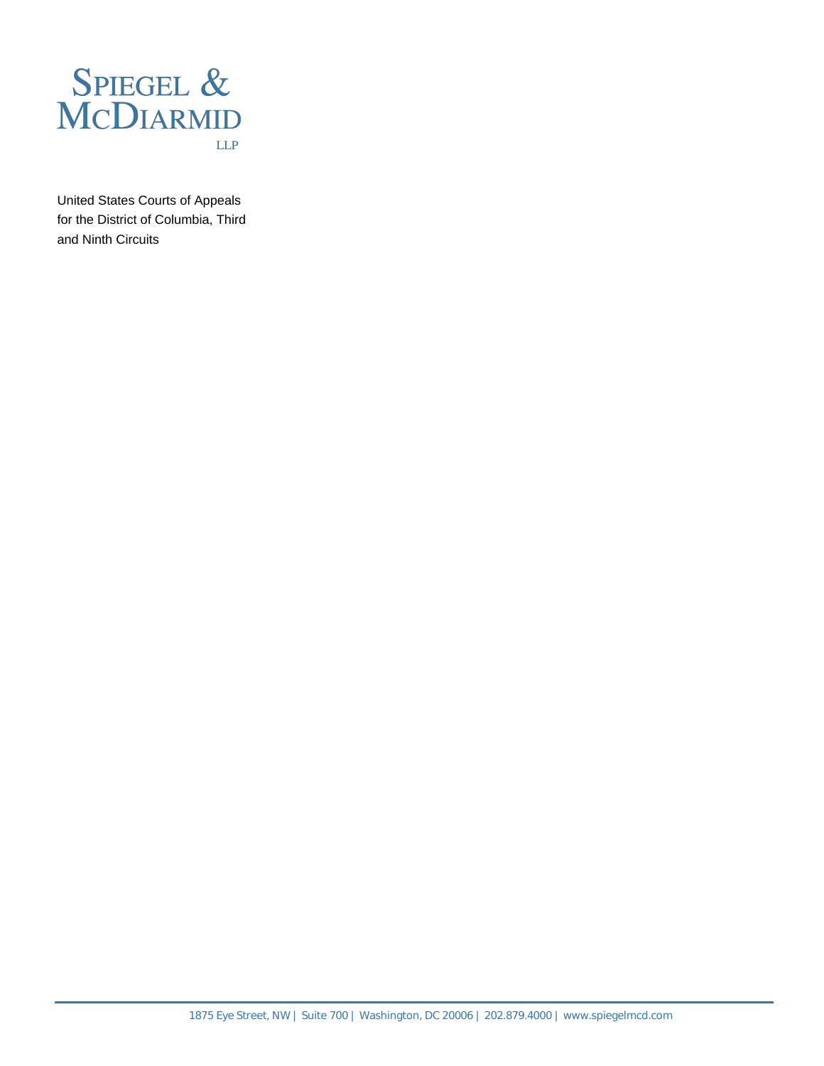SPIEGEL & McDIARMID LLP

United States Courts of Appeals
for the District of Columbia, Third
and Ninth Circuits

1875 Eye Street, NW | Suite 700 | Washington, DC 20006 | 202.879.4000 | www.spiegelmcd.com